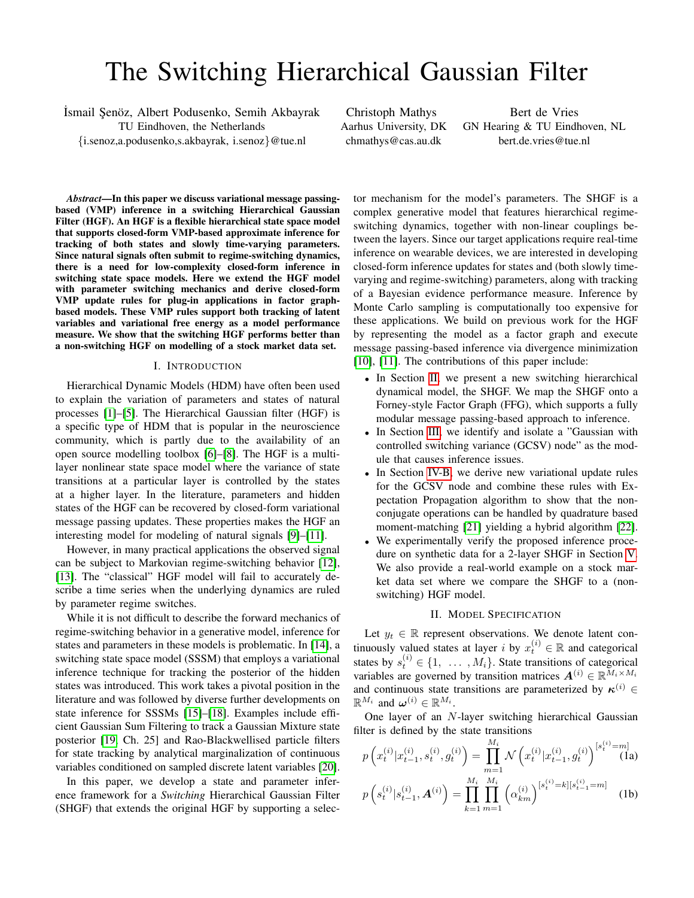# The Switching Hierarchical Gaussian Filter

İsmail Şenöz, Albert Podusenko, Semih Akbayrak
TU Eindhoven, the Netherlands
{i.senoz,a.podusenko,s.akbayrak, i.senoz}@tue.nl

Christoph Mathys
Aarhus University, DK
chmathys@cas.au.dk

Bert de Vries
GN Hearing & TU Eindhoven, NL
bert.de.vries@tue.nl

***Abstract*—In this paper we discuss variational message passing-based (VMP) inference in a switching Hierarchical Gaussian Filter (HGF). An HGF is a flexible hierarchical state space model that supports closed-form VMP-based approximate inference for tracking of both states and slowly time-varying parameters. Since natural signals often submit to regime-switching dynamics, there is a need for low-complexity closed-form inference in switching state space models. Here we extend the HGF model with parameter switching mechanics and derive closed-form VMP update rules for plug-in applications in factor graph-based models. These VMP rules support both tracking of latent variables and variational free energy as a model performance measure. We show that the switching HGF performs better than a non-switching HGF on modelling of a stock market data set.**

## I. Introduction

Hierarchical Dynamic Models (HDM) have often been used to explain the variation of parameters and states of natural processes [1]–[5]. The Hierarchical Gaussian filter (HGF) is a specific type of HDM that is popular in the neuroscience community, which is partly due to the availability of an open source modelling toolbox [6]–[8]. The HGF is a multi-layer nonlinear state space model where the variance of state transitions at a particular layer is controlled by the states at a higher layer. In the literature, parameters and hidden states of the HGF can be recovered by closed-form variational message passing updates. These properties makes the HGF an interesting model for modeling of natural signals [9]–[11].

However, in many practical applications the observed signal can be subject to Markovian regime-switching behavior [12], [13]. The "classical" HGF model will fail to accurately describe a time series when the underlying dynamics are ruled by parameter regime switches.

While it is not difficult to describe the forward mechanics of regime-switching behavior in a generative model, inference for states and parameters in these models is problematic. In [14], a switching state space model (SSSM) that employs a variational inference technique for tracking the posterior of the hidden states was introduced. This work takes a pivotal position in the literature and was followed by diverse further developments on state inference for SSSMs [15]–[18]. Examples include efficient Gaussian Sum Filtering to track a Gaussian Mixture state posterior [19, Ch. 25] and Rao-Blackwellised particle filters for state tracking by analytical marginalization of continuous variables conditioned on sampled discrete latent variables [20].

In this paper, we develop a state and parameter inference framework for a *Switching* Hierarchical Gaussian Filter (SHGF) that extends the original HGF by supporting a selector mechanism for the model's parameters. The SHGF is a complex generative model that features hierarchical regime-switching dynamics, together with non-linear couplings between the layers. Since our target applications require real-time inference on wearable devices, we are interested in developing closed-form inference updates for states and (both slowly time-varying and regime-switching) parameters, along with tracking of a Bayesian evidence performance measure. Inference by Monte Carlo sampling is computationally too expensive for these applications. We build on previous work for the HGF by representing the model as a factor graph and execute message passing-based inference via divergence minimization [10], [11]. The contributions of this paper include:

- In Section II, we present a new switching hierarchical dynamical model, the SHGF. We map the SHGF onto a Forney-style Factor Graph (FFG), which supports a fully modular message passing-based approach to inference.
- In Section III, we identify and isolate a "Gaussian with controlled switching variance (GCSV) node" as the module that causes inference issues.
- In Section IV-B, we derive new variational update rules for the GCSV node and combine these rules with Expectation Propagation algorithm to show that the non-conjugate operations can be handled by quadrature based moment-matching [21] yielding a hybrid algorithm [22].
- We experimentally verify the proposed inference procedure on synthetic data for a 2-layer SHGF in Section V. We also provide a real-world example on a stock market data set where we compare the SHGF to a (non-switching) HGF model.

## II. Model Specification

Let $y_t \in \mathbb{R}$ represent observations. We denote latent continuously valued states at layer $i$ by $x_t^{(i)} \in \mathbb{R}$ and categorical states by $s_t^{(i)} \in \{1, \ \dots \ , M_i\}$. State transitions of categorical variables are governed by transition matrices $\boldsymbol{A}^{(i)} \in \mathbb{R}^{M_i \times M_i}$ and continuous state transitions are parameterized by $\boldsymbol{\kappa}^{(i)} \in \mathbb{R}^{M_i}$ and $\boldsymbol{\omega}^{(i)} \in \mathbb{R}^{M_i}$.

One layer of an $N$-layer switching hierarchical Gaussian filter is defined by the state transitions

$$p\left(x_t^{(i)}|x_{t-1}^{(i)}, s_t^{(i)}, g_t^{(i)}\right) = \prod_{m=1}^{M_i} \mathcal{N}\left(x_t^{(i)}|x_{t-1}^{(i)}, g_t^{(i)}\right)^{[s_t^{(i)}=m]} \tag{1a}$$

$$p\left(s_t^{(i)}|s_{t-1}^{(i)}, \boldsymbol{A}^{(i)}\right) = \prod_{k=1}^{M_i} \prod_{m=1}^{M_i} \left(\alpha_{km}^{(i)}\right)^{[s_t^{(i)}=k][s_{t-1}^{(i)}=m]} \tag{1b}$$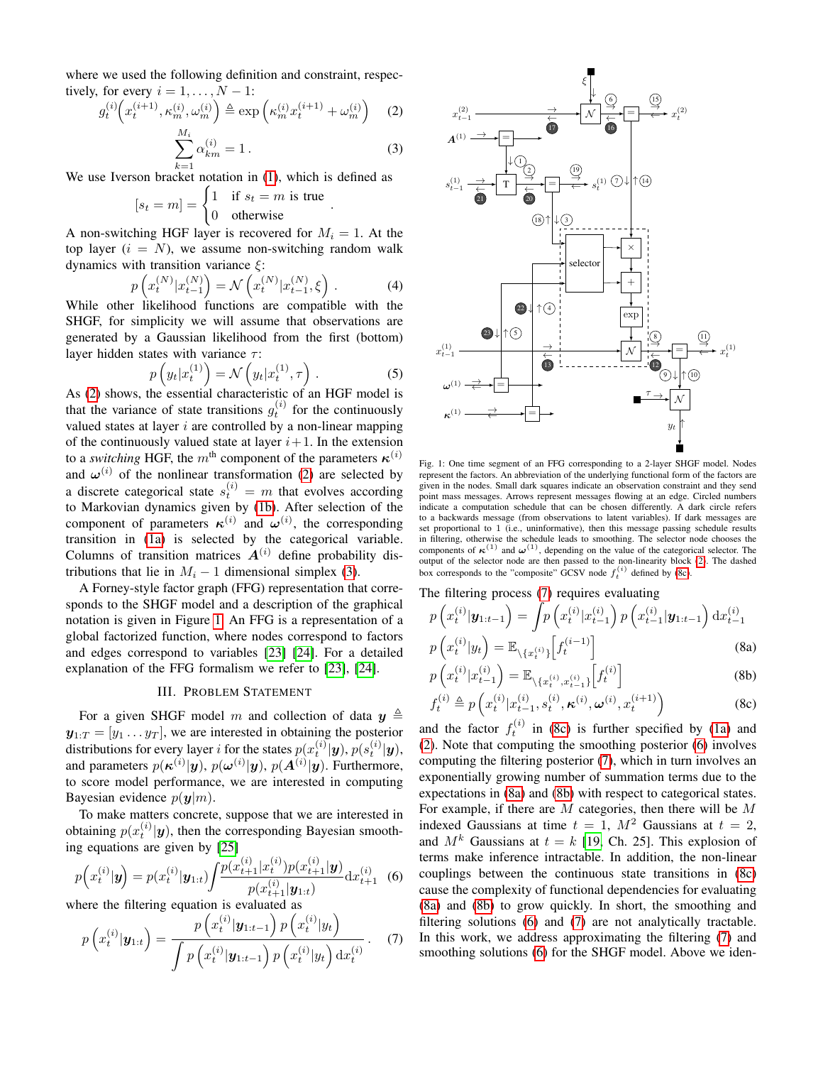where we used the following definition and constraint, respectively, for every $i = 1, \ldots, N-1$:

$$g_t^{(i)}\Big(x_t^{(i+1)}, \kappa_m^{(i)}, \omega_m^{(i)}\Big) \triangleq \exp\Big(\kappa_m^{(i)} x_t^{(i+1)} + \omega_m^{(i)}\Big) \quad (2)$$

$$\sum_{k=1}^{M_i} \alpha_{km}^{(i)} = 1\,. \quad (3)$$

We use Iverson bracket notation in (1), which is defined as

$$[s_t = m] = \begin{cases} 1 & \text{if } s_t = m \text{ is true} \\ 0 & \text{otherwise} \end{cases}.$$

A non-switching HGF layer is recovered for $M_i = 1$. At the top layer ($i = N$), we assume non-switching random walk dynamics with transition variance $\xi$:

$$p\left(x_t^{(N)} | x_{t-1}^{(N)}\right) = \mathcal{N}\left(x_t^{(N)} | x_{t-1}^{(N)}, \xi\right)\,. \quad (4)$$

While other likelihood functions are compatible with the SHGF, for simplicity we will assume that observations are generated by a Gaussian likelihood from the first (bottom) layer hidden states with variance $\tau$:

$$p\left(y_t | x_t^{(1)}\right) = \mathcal{N}\left(y_t | x_t^{(1)}, \tau\right)\,. \quad (5)$$

As (2) shows, the essential characteristic of an HGF model is that the variance of state transitions $g_t^{(i)}$ for the continuously valued states at layer $i$ are controlled by a non-linear mapping of the continuously valued state at layer $i+1$. In the extension to a *switching* HGF, the $m^{\text{th}}$ component of the parameters $\boldsymbol{\kappa}^{(i)}$ and $\boldsymbol{\omega}^{(i)}$ of the nonlinear transformation (2) are selected by a discrete categorical state $s_t^{(i)} = m$ that evolves according to Markovian dynamics given by (1b). After selection of the component of parameters $\boldsymbol{\kappa}^{(i)}$ and $\boldsymbol{\omega}^{(i)}$, the corresponding transition in (1a) is selected by the categorical variable. Columns of transition matrices $\boldsymbol{A}^{(i)}$ define probability distributions that lie in $M_i - 1$ dimensional simplex (3).

A Forney-style factor graph (FFG) representation that corresponds to the SHGF model and a description of the graphical notation is given in Figure 1. An FFG is a representation of a global factorized function, where nodes correspond to factors and edges correspond to variables [23] [24]. For a detailed explanation of the FFG formalism we refer to [23], [24].

Fig. 1: One time segment of an FFG corresponding to a 2-layer SHGF model. Nodes represent the factors. An abbreviation of the underlying functional form of the factors are given in the nodes. Small dark squares indicate an observation constraint and they send point mass messages. Arrows represent messages flowing at an edge. Circled numbers indicate a computation schedule that can be chosen differently. A dark circle refers to a backwards message (from observations to latent variables). If dark messages are set proportional to 1 (i.e., uninformative), then this message passing schedule results in filtering, otherwise the schedule leads to smoothing. The selector node chooses the components of $\boldsymbol{\kappa}^{(1)}$ and $\boldsymbol{\omega}^{(1)}$, depending on the value of the categorical selector. The output of the selector node are then passed to the non-linearity block [2]. The dashed box corresponds to the "composite" GCSV node $f_t^{(i)}$ defined by (8c).

## III. Problem Statement

For a given SHGF model $m$ and collection of data $\boldsymbol{y} \triangleq \boldsymbol{y}_{1:T} = [y_1 \ldots y_T]$, we are interested in obtaining the posterior distributions for every layer $i$ for the states $p(x_t^{(i)}|\boldsymbol{y})$, $p(s_t^{(i)}|\boldsymbol{y})$, and parameters $p(\boldsymbol{\kappa}^{(i)}|\boldsymbol{y})$, $p(\boldsymbol{\omega}^{(i)}|\boldsymbol{y})$, $p(\boldsymbol{A}^{(i)}|\boldsymbol{y})$. Furthermore, to score model performance, we are interested in computing Bayesian evidence $p(\boldsymbol{y}|m)$.

To make matters concrete, suppose that we are interested in obtaining $p(x_t^{(i)}|\boldsymbol{y})$, then the corresponding Bayesian smoothing equations are given by [25]

$$p\Big(x_t^{(i)}|\boldsymbol{y}\Big) = p(x_t^{(i)}|\boldsymbol{y}_{1:t}) \int \frac{p(x_{t+1}^{(i)}|x_t^{(i)}) p(x_{t+1}^{(i)}|\boldsymbol{y})}{p(x_{t+1}^{(i)}|\boldsymbol{y}_{1:t})} \mathrm{d}x_{t+1}^{(i)} \quad (6)$$

where the filtering equation is evaluated as

$$p\left(x_t^{(i)}|\boldsymbol{y}_{1:t}\right) = \frac{p\left(x_t^{(i)}|\boldsymbol{y}_{1:t-1}\right) p\left(x_t^{(i)}|y_t\right)}{\int p\left(x_t^{(i)}|\boldsymbol{y}_{1:t-1}\right) p\left(x_t^{(i)}|y_t\right) \mathrm{d}x_t^{(i)}}\,. \quad (7)$$

The filtering process (7) requires evaluating

$$p\left(x_t^{(i)}|\boldsymbol{y}_{1:t-1}\right) = \int p\left(x_t^{(i)}|x_{t-1}^{(i)}\right) p\left(x_{t-1}^{(i)}|\boldsymbol{y}_{1:t-1}\right) \mathrm{d}x_{t-1}^{(i)}$$

$$p\left(x_t^{(i)}|y_t\right) = \mathbb{E}_{\setminus\{x_t^{(i)}\}}\Big[f_t^{(i-1)}\Big] \quad (8a)$$

$$p\left(x_t^{(i)}|x_{t-1}^{(i)}\right) = \mathbb{E}_{\setminus\{x_t^{(i)}, x_{t-1}^{(i)}\}}\Big[f_t^{(i)}\Big] \quad (8b)$$

$$f_t^{(i)} \triangleq p\left(x_t^{(i)}|x_{t-1}^{(i)}, s_t^{(i)}, \boldsymbol{\kappa}^{(i)}, \boldsymbol{\omega}^{(i)}, x_t^{(i+1)}\right) \quad (8c)$$

and the factor $f_t^{(i)}$ in (8c) is further specified by (1a) and (2). Note that computing the smoothing posterior (6) involves computing the filtering posterior (7), which in turn involves an exponentially growing number of summation terms due to the expectations in (8a) and (8b) with respect to categorical states. For example, if there are $M$ categories, then there will be $M$ indexed Gaussians at time $t = 1$, $M^2$ Gaussians at $t = 2$, and $M^k$ Gaussians at $t = k$ [19, Ch. 25]. This explosion of terms make inference intractable. In addition, the non-linear couplings between the continuous state transitions in (8c) cause the complexity of functional dependencies for evaluating (8a) and (8b) to grow quickly. In short, the smoothing and filtering solutions (6) and (7) are not analytically tractable. In this work, we address approximating the filtering (7) and smoothing solutions (6) for the SHGF model. Above we iden-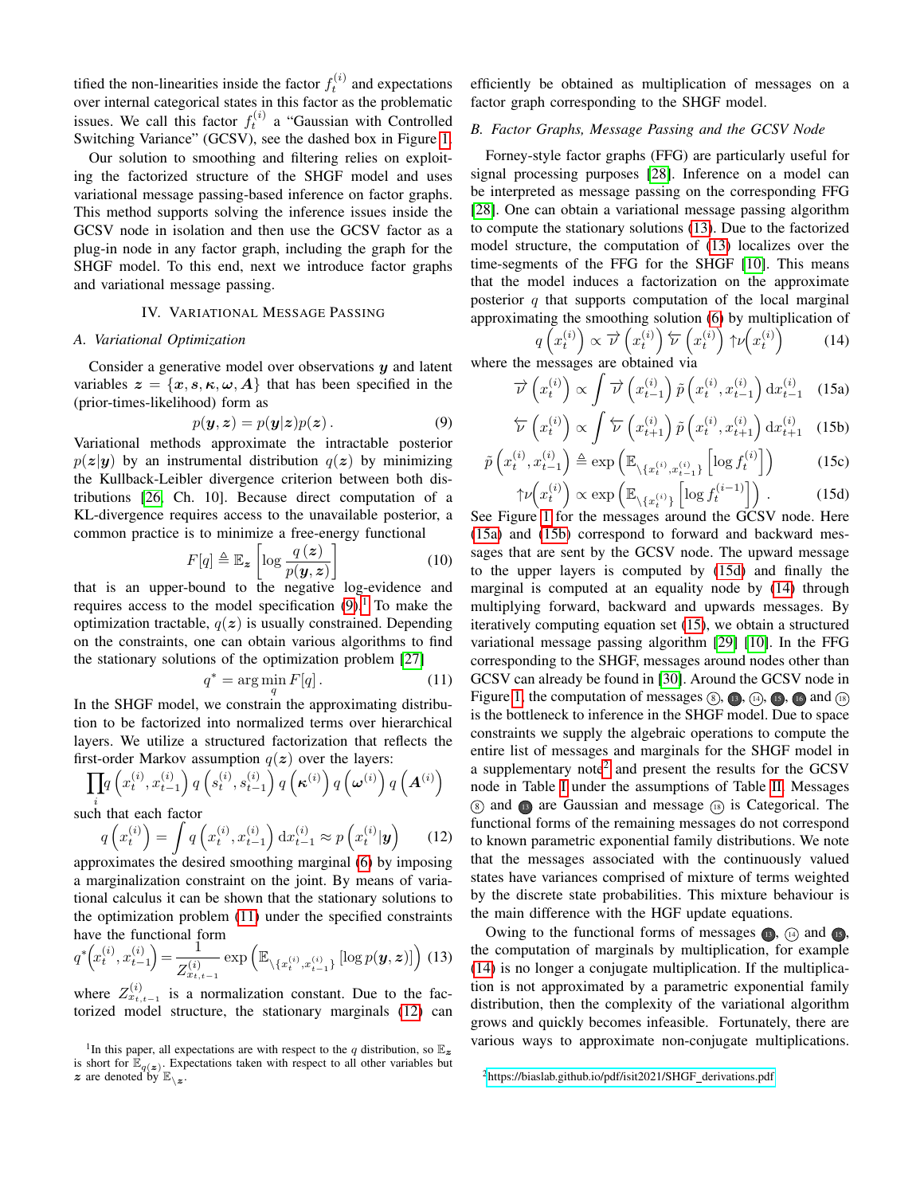tified the non-linearities inside the factor $f_t^{(i)}$ and expectations over internal categorical states in this factor as the problematic issues. We call this factor $f_t^{(i)}$ a "Gaussian with Controlled Switching Variance" (GCSV), see the dashed box in Figure 1.

Our solution to smoothing and filtering relies on exploiting the factorized structure of the SHGF model and uses variational message passing-based inference on factor graphs. This method supports solving the inference issues inside the GCSV node in isolation and then use the GCSV factor as a plug-in node in any factor graph, including the graph for the SHGF model. To this end, next we introduce factor graphs and variational message passing.

## IV. Variational Message Passing

### A. Variational Optimization

Consider a generative model over observations $\boldsymbol{y}$ and latent variables $\boldsymbol{z} = \{\boldsymbol{x}, \boldsymbol{s}, \boldsymbol{\kappa}, \boldsymbol{\omega}, \boldsymbol{A}\}$ that has been specified in the (prior-times-likelihood) form as

$$p(\boldsymbol{y}, \boldsymbol{z}) = p(\boldsymbol{y}|\boldsymbol{z})p(\boldsymbol{z})\,. \tag{9}$$

Variational methods approximate the intractable posterior $p(\boldsymbol{z}|\boldsymbol{y})$ by an instrumental distribution $q(\boldsymbol{z})$ by minimizing the Kullback-Leibler divergence criterion between both distributions [26, Ch. 10]. Because direct computation of a KL-divergence requires access to the unavailable posterior, a common practice is to minimize a free-energy functional

$$F[q] \triangleq \mathbb{E}_{\boldsymbol{z}}\left[\log \frac{q(\boldsymbol{z})}{p(\boldsymbol{y}, \boldsymbol{z})}\right] \tag{10}$$

that is an upper-bound to the negative log-evidence and requires access to the model specification (9).[1] To make the optimization tractable, $q(\boldsymbol{z})$ is usually constrained. Depending on the constraints, one can obtain various algorithms to find the stationary solutions of the optimization problem [27]

$$q^* = \arg\min_q F[q]\,. \tag{11}$$

In the SHGF model, we constrain the approximating distribution to be factorized into normalized terms over hierarchical layers. We utilize a structured factorization that reflects the first-order Markov assumption $q(\boldsymbol{z})$ over the layers:

$$\prod_i q\left(x_t^{(i)}, x_{t-1}^{(i)}\right) q\left(s_t^{(i)}, s_{t-1}^{(i)}\right) q\left(\boldsymbol{\kappa}^{(i)}\right) q\left(\boldsymbol{\omega}^{(i)}\right) q\left(\boldsymbol{A}^{(i)}\right)$$

such that each factor

$$q\left(x_t^{(i)}\right) = \int q\left(x_t^{(i)}, x_{t-1}^{(i)}\right) \mathrm{d}x_{t-1}^{(i)} \approx p\left(x_t^{(i)}|\boldsymbol{y}\right) \tag{12}$$

approximates the desired smoothing marginal (6) by imposing a marginalization constraint on the joint. By means of variational calculus it can be shown that the stationary solutions to the optimization problem (11) under the specified constraints have the functional form

$$q^*\left(x_t^{(i)}, x_{t-1}^{(i)}\right) = \frac{1}{Z_{x_{t,t-1}}^{(i)}} \exp\left(\mathbb{E}_{\setminus\{x_t^{(i)}, x_{t-1}^{(i)}\}}\left[\log p(\boldsymbol{y}, \boldsymbol{z})\right]\right) \tag{13}$$

where $Z_{x_{t,t-1}}^{(i)}$ is a normalization constant. Due to the factorized model structure, the stationary marginals (12) can efficiently be obtained as multiplication of messages on a factor graph corresponding to the SHGF model.

### B. Factor Graphs, Message Passing and the GCSV Node

Forney-style factor graphs (FFG) are particularly useful for signal processing purposes [28]. Inference on a model can be interpreted as message passing on the corresponding FFG [28]. One can obtain a variational message passing algorithm to compute the stationary solutions (13). Due to the factorized model structure, the computation of (13) localizes over the time-segments of the FFG for the SHGF [10]. This means that the model induces a factorization on the approximate posterior $q$ that supports computation of the local marginal approximating the smoothing solution (6) by multiplication of

$$q\left(x_t^{(i)}\right) \propto \overrightarrow{\nu}\left(x_t^{(i)}\right) \overleftarrow{\nu}\left(x_t^{(i)}\right) \uparrow\!\nu\left(x_t^{(i)}\right) \tag{14}$$

where the messages are obtained via

$$\overrightarrow{\nu}\left(x_t^{(i)}\right) \propto \int \overrightarrow{\nu}\left(x_{t-1}^{(i)}\right) \tilde{p}\left(x_t^{(i)}, x_{t-1}^{(i)}\right) \mathrm{d}x_{t-1}^{(i)} \tag{15a}$$

$$\overleftarrow{\nu}\left(x_t^{(i)}\right) \propto \int \overleftarrow{\nu}\left(x_{t+1}^{(i)}\right) \tilde{p}\left(x_t^{(i)}, x_{t+1}^{(i)}\right) \mathrm{d}x_{t+1}^{(i)} \tag{15b}$$

$$\tilde{p}\left(x_t^{(i)}, x_{t-1}^{(i)}\right) \triangleq \exp\left(\mathbb{E}_{\setminus\{x_t^{(i)}, x_{t-1}^{(i)}\}}\left[\log f_t^{(i)}\right]\right) \tag{15c}$$

$$\uparrow\!\nu\left(x_t^{(i)}\right) \propto \exp\left(\mathbb{E}_{\setminus\{x_t^{(i)}\}}\left[\log f_t^{(i-1)}\right]\right)\,. \tag{15d}$$

See Figure 1 for the messages around the GCSV node. Here (15a) and (15b) correspond to forward and backward messages that are sent by the GCSV node. The upward message to the upper layers is computed by (15d) and finally the marginal is computed at an equality node by (14) through multiplying forward, backward and upwards messages. By iteratively computing equation set (15), we obtain a structured variational message passing algorithm [29] [10]. In the FFG corresponding to the SHGF, messages around nodes other than GCSV can already be found in [30]. Around the GCSV node in Figure 1, the computation of messages (8), (13), (14), (15), (16) and (18) is the bottleneck to inference in the SHGF model. Due to space constraints we supply the algebraic operations to compute the entire list of messages and marginals for the SHGF model in a supplementary note[2] and present the results for the GCSV node in Table I under the assumptions of Table II. Messages (8) and (13) are Gaussian and message (18) is Categorical. The functional forms of the remaining messages do not correspond to known parametric exponential family distributions. We note that the messages associated with the continuously valued states have variances comprised of mixture of terms weighted by the discrete state probabilities. This mixture behaviour is the main difference with the HGF update equations.

Owing to the functional forms of messages (13), (14) and (15), the computation of marginals by multiplication, for example (14) is no longer a conjugate multiplication. If the multiplication is not approximated by a parametric exponential family distribution, then the complexity of the variational algorithm grows and quickly becomes infeasible. Fortunately, there are various ways to approximate non-conjugate multiplications.

[1] In this paper, all expectations are with respect to the $q$ distribution, so $\mathbb{E}_{\boldsymbol{z}}$ is short for $\mathbb{E}_{q(\boldsymbol{z})}$. Expectations taken with respect to all other variables but $\boldsymbol{z}$ are denoted by $\mathbb{E}_{\setminus \boldsymbol{z}}$.

[2] https://biaslab.github.io/pdf/isit2021/SHGF_derivations.pdf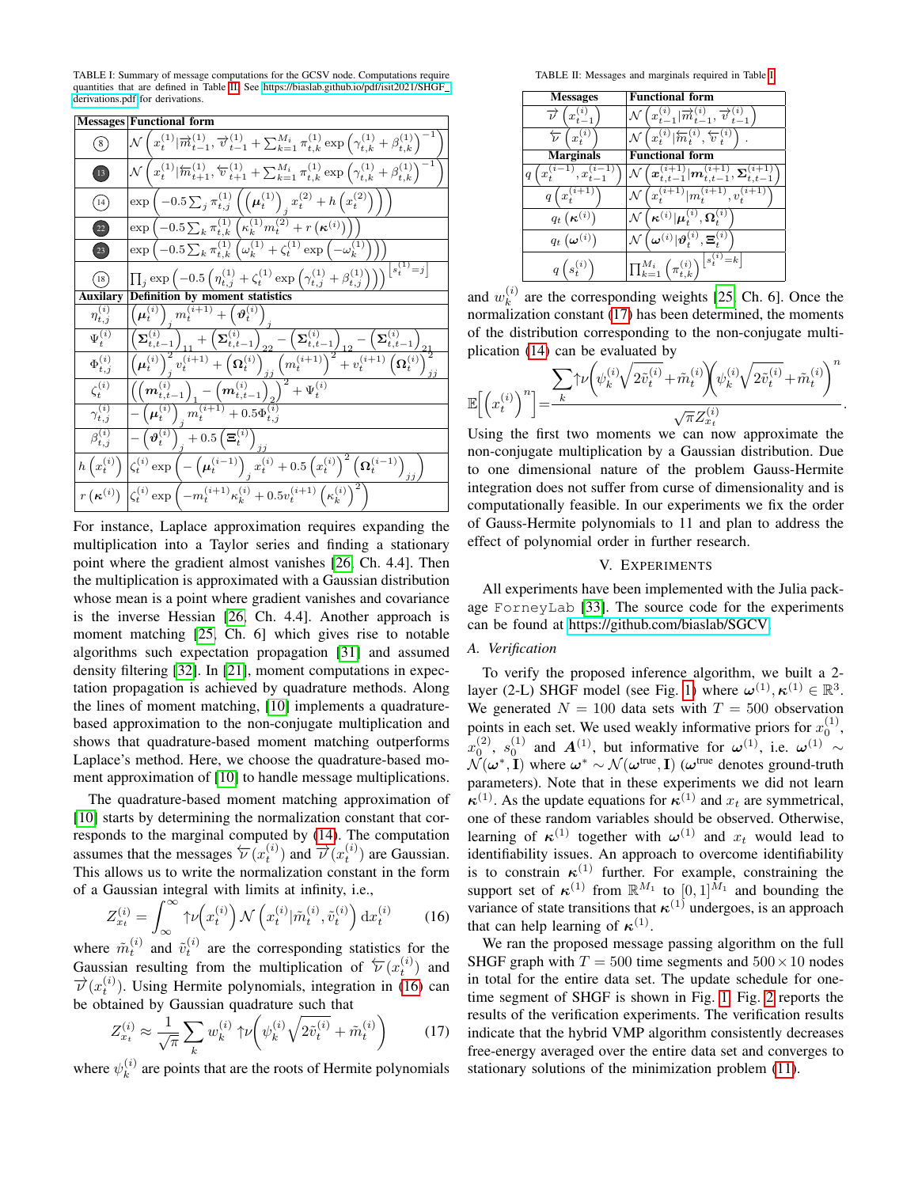TABLE I: Summary of message computations for the GCSV node. Computations require quantities that are defined in Table II. See https://biaslab.github.io/pdf/isit2021/SHGF_derivations.pdf for derivations.

| Messages | Functional form |
|---|---|
| (8) | $\mathcal{N}\left(x_t^{(1)}\vert\overrightarrow{m}_{t-1}^{(1)}, \overrightarrow{v}_{t-1}^{(1)} + \sum_{k=1}^{M_i} \pi_{t,k}^{(1)} \exp\left(\gamma_{t,k}^{(1)} + \beta_{t,k}^{(1)}\right)^{-1}\right)$ |
| (13) | $\mathcal{N}\left(x_t^{(1)}\vert\overleftarrow{m}_{t+1}^{(1)}, \overleftarrow{v}_{t+1}^{(1)} + \sum_{k=1}^{M_i} \pi_{t,k}^{(1)} \exp\left(\gamma_{t,k}^{(1)} + \beta_{t,k}^{(1)}\right)^{-1}\right)$ |
| (14) | $\exp\left(-0.5\sum_j \pi_{t,j}^{(1)} \left(\left(\boldsymbol{\mu}_t^{(1)}\right)_j x_t^{(2)} + h\left(x_t^{(2)}\right)\right)\right)$ |
| (22) | $\exp\left(-0.5\sum_k \pi_{t,k}^{(1)} \left(\kappa_k^{(1)} m_t^{(2)} + r\left(\boldsymbol{\kappa}^{(i)}\right)\right)\right)$ |
| (23) | $\exp\left(-0.5\sum_k \pi_{t,k}^{(1)} \left(\omega_k^{(1)} + \zeta_t^{(1)} \exp\left(-\omega_k^{(1)}\right)\right)\right)$ |
| (18) | $\prod_j \exp\left(-0.5\left(\eta_{t,j}^{(1)} + \zeta_t^{(1)} \exp\left(\gamma_{t,j}^{(1)} + \beta_{t,j}^{(1)}\right)\right)\right)^{\left[s_t^{(1)}=j\right]}$ |
| **Auxilary** | **Definition by moment statistics** |
| $\eta_{t,j}^{(i)}$ | $\left(\boldsymbol{\mu}_t^{(i)}\right)_j m_t^{(i+1)} + \left(\boldsymbol{\vartheta}_t^{(i)}\right)_j$ |
| $\Psi_t^{(i)}$ | $\left(\boldsymbol{\Sigma}_{t,t-1}^{(i)}\right)_{11} + \left(\boldsymbol{\Sigma}_{t,t-1}^{(i)}\right)_{22} - \left(\boldsymbol{\Sigma}_{t,t-1}^{(i)}\right)_{12} - \left(\boldsymbol{\Sigma}_{t,t-1}^{(i)}\right)_{21}$ |
| $\Phi_{t,j}^{(i)}$ | $\left(\boldsymbol{\mu}_t^{(i)}\right)_j^2 v_t^{(i+1)} + \left(\boldsymbol{\Omega}_t^{(i)}\right)_{jj} \left(m_t^{(i+1)}\right)^2 + v_t^{(i+1)} \left(\boldsymbol{\Omega}_t^{(i)}\right)_{jj}^2$ |
| $\zeta_t^{(i)}$ | $\left(\left(\boldsymbol{m}_{t,t-1}^{(i)}\right)_1 - \left(\boldsymbol{m}_{t,t-1}^{(i)}\right)_2\right)^2 + \Psi_t^{(i)}$ |
| $\gamma_{t,j}^{(i)}$ | $-\left(\boldsymbol{\mu}_t^{(i)}\right)_j m_t^{(i+1)} + 0.5\Phi_{t,j}^{(i)}$ |
| $\beta_{t,j}^{(i)}$ | $-\left(\boldsymbol{\vartheta}_t^{(i)}\right)_j + 0.5\left(\boldsymbol{\Xi}_t^{(i)}\right)_{jj}$ |
| $h\left(x_t^{(i)}\right)$ | $\zeta_t^{(i)} \exp\left(-\left(\boldsymbol{\mu}_t^{(i-1)}\right)_j x_t^{(i)} + 0.5\left(x_t^{(i)}\right)^2 \left(\boldsymbol{\Omega}_t^{(i-1)}\right)_{jj}\right)$ |
| $r\left(\boldsymbol{\kappa}^{(i)}\right)$ | $\zeta_t^{(i)} \exp\left(-m_t^{(i+1)}\kappa_k^{(i)} + 0.5 v_t^{(i+1)} \left(\kappa_k^{(i)}\right)^2\right)$ |

For instance, Laplace approximation requires expanding the multiplication into a Taylor series and finding a stationary point where the gradient almost vanishes [26, Ch. 4.4]. Then the multiplication is approximated with a Gaussian distribution whose mean is a point where gradient vanishes and covariance is the inverse Hessian [26, Ch. 4.4]. Another approach is moment matching [25, Ch. 6] which gives rise to notable algorithms such expectation propagation [31] and assumed density filtering [32]. In [21], moment computations in expectation propagation is achieved by quadrature methods. Along the lines of moment matching, [10] implements a quadrature-based approximation to the non-conjugate multiplication and shows that quadrature-based moment matching outperforms Laplace's method. Here, we choose the quadrature-based moment approximation of [10] to handle message multiplications.

The quadrature-based moment matching approximation of [10] starts by determining the normalization constant that corresponds to the marginal computed by (14). The computation assumes that the messages $\overleftarrow{\nu}\left(x_t^{(i)}\right)$ and $\overrightarrow{\nu}\left(x_t^{(i)}\right)$ are Gaussian. This allows us to write the normalization constant in the form of a Gaussian integral with limits at infinity, i.e.,

$$Z_{x_t}^{(i)} = \int_{\infty}^{\infty} \uparrow\nu\left(x_t^{(i)}\right) \mathcal{N}\left(x_t^{(i)}\vert\tilde{m}_t^{(i)}, \tilde{v}_t^{(i)}\right) \mathrm{d}x_t^{(i)} \tag{16}$$

where $\tilde{m}_t^{(i)}$ and $\tilde{v}_t^{(i)}$ are the corresponding statistics for the Gaussian resulting from the multiplication of $\overleftarrow{\nu}\left(x_t^{(i)}\right)$ and $\overrightarrow{\nu}(x_t^{(i)})$. Using Hermite polynomials, integration in (16) can be obtained by Gaussian quadrature such that

$$Z_{x_t}^{(i)} \approx \frac{1}{\sqrt{\pi}} \sum_k w_k^{(i)} \uparrow\nu\left(\psi_k^{(i)}\sqrt{2\tilde{v}_t^{(i)}} + \tilde{m}_t^{(i)}\right) \tag{17}$$

where $\psi_k^{(i)}$ are points that are the roots of Hermite polynomials

TABLE II: Messages and marginals required in Table I.

| Messages | Functional form |
|---|---|
| $\overrightarrow{\nu}\left(x_{t-1}^{(i)}\right)$ | $\mathcal{N}\left(x_{t-1}^{(i)}\vert\overrightarrow{m}_{t-1}^{(i)}, \overrightarrow{v}_{t-1}^{(i)}\right)$ |
| $\overleftarrow{\nu}\left(x_t^{(i)}\right)$ | $\mathcal{N}\left(x_t^{(i)}\vert\overleftarrow{m}_t^{(i)}, \overleftarrow{v}_t^{(i)}\right)$ . |
| **Marginals** | **Functional form** |
| $q\left(x_t^{(i-1)}, x_{t-1}^{(i-1)}\right)$ | $\mathcal{N}\left(\boldsymbol{x}_{t,t-1}^{(i+1)}\vert\boldsymbol{m}_{t,t-1}^{(i+1)}, \boldsymbol{\Sigma}_{t,t-1}^{(i+1)}\right)$ |
| $q\left(x_t^{(i+1)}\right)$ | $\mathcal{N}\left(x_t^{(i+1)}\vert m_t^{(i+1)}, v_t^{(i+1)}\right)$ |
| $q_t\left(\boldsymbol{\kappa}^{(i)}\right)$ | $\mathcal{N}\left(\boldsymbol{\kappa}^{(i)}\vert\boldsymbol{\mu}_t^{(i)}, \boldsymbol{\Omega}_t^{(i)}\right)$ |
| $q_t\left(\boldsymbol{\omega}^{(i)}\right)$ | $\mathcal{N}\left(\boldsymbol{\omega}^{(i)}\vert\boldsymbol{\vartheta}_t^{(i)}, \boldsymbol{\Xi}_t^{(i)}\right)$ |
| $q\left(s_t^{(i)}\right)$ | $\prod_{k=1}^{M_i}\left(\pi_{t,k}^{(i)}\right)^{\left[s_t^{(i)}=k\right]}$ |

and $w_k^{(i)}$ are the corresponding weights [25, Ch. 6]. Once the normalization constant (17) has been determined, the moments of the distribution corresponding to the non-conjugate multiplication (14) can be evaluated by

$$\mathbb{E}\left[\left(x_t^{(i)}\right)^n\right] = \frac{\sum_k \uparrow\nu\left(\psi_k^{(i)}\sqrt{2\tilde{v}_t^{(i)}} + \tilde{m}_t^{(i)}\right)\left(\psi_k^{(i)}\sqrt{2\tilde{v}_t^{(i)}} + \tilde{m}_t^{(i)}\right)^n}{\sqrt{\pi} Z_{x_t}^{(i)}}.$$

Using the first two moments we can now approximate the non-conjugate multiplication by a Gaussian distribution. Due to one dimensional nature of the problem Gauss-Hermite integration does not suffer from curse of dimensionality and is computationally feasible. In our experiments we fix the order of Gauss-Hermite polynomials to 11 and plan to address the effect of polynomial order in further research.

## V. Experiments

All experiments have been implemented with the Julia package `ForneyLab` [33]. The source code for the experiments can be found at https://github.com/biaslab/SGCV.

### A. Verification

To verify the proposed inference algorithm, we built a 2-layer (2-L) SHGF model (see Fig. 1) where $\boldsymbol{\omega}^{(1)}, \boldsymbol{\kappa}^{(1)} \in \mathbb{R}^3$. We generated $N = 100$ data sets with $T = 500$ observation points in each set. We used weakly informative priors for $x_0^{(1)}$, $x_0^{(2)}$, $s_0^{(1)}$ and $\boldsymbol{A}^{(1)}$, but informative for $\boldsymbol{\omega}^{(1)}$, i.e. $\boldsymbol{\omega}^{(1)} \sim \mathcal{N}(\boldsymbol{\omega}^*, \mathbf{I})$ where $\boldsymbol{\omega}^* \sim \mathcal{N}(\boldsymbol{\omega}^{\text{true}}, \mathbf{I})$ ($\boldsymbol{\omega}^{\text{true}}$ denotes ground-truth parameters). Note that in these experiments we did not learn $\boldsymbol{\kappa}^{(1)}$. As the update equations for $\boldsymbol{\kappa}^{(1)}$ and $x_t$ are symmetrical, one of these random variables should be observed. Otherwise, learning of $\boldsymbol{\kappa}^{(1)}$ together with $\boldsymbol{\omega}^{(1)}$ and $x_t$ would lead to identifiability issues. An approach to overcome identifiability is to constrain $\boldsymbol{\kappa}^{(1)}$ further. For example, constraining the support set of $\boldsymbol{\kappa}^{(1)}$ from $\mathbb{R}^{M_1}$ to $[0, 1]^{M_1}$ and bounding the variance of state transitions that $\boldsymbol{\kappa}^{(1)}$ undergoes, is an approach that can help learning of $\boldsymbol{\kappa}^{(1)}$.

We ran the proposed message passing algorithm on the full SHGF graph with $T = 500$ time segments and $500 \times 10$ nodes in total for the entire data set. The update schedule for one-time segment of SHGF is shown in Fig. 1. Fig. 2 reports the results of the verification experiments. The verification results indicate that the hybrid VMP algorithm consistently decreases free-energy averaged over the entire data set and converges to stationary solutions of the minimization problem (11).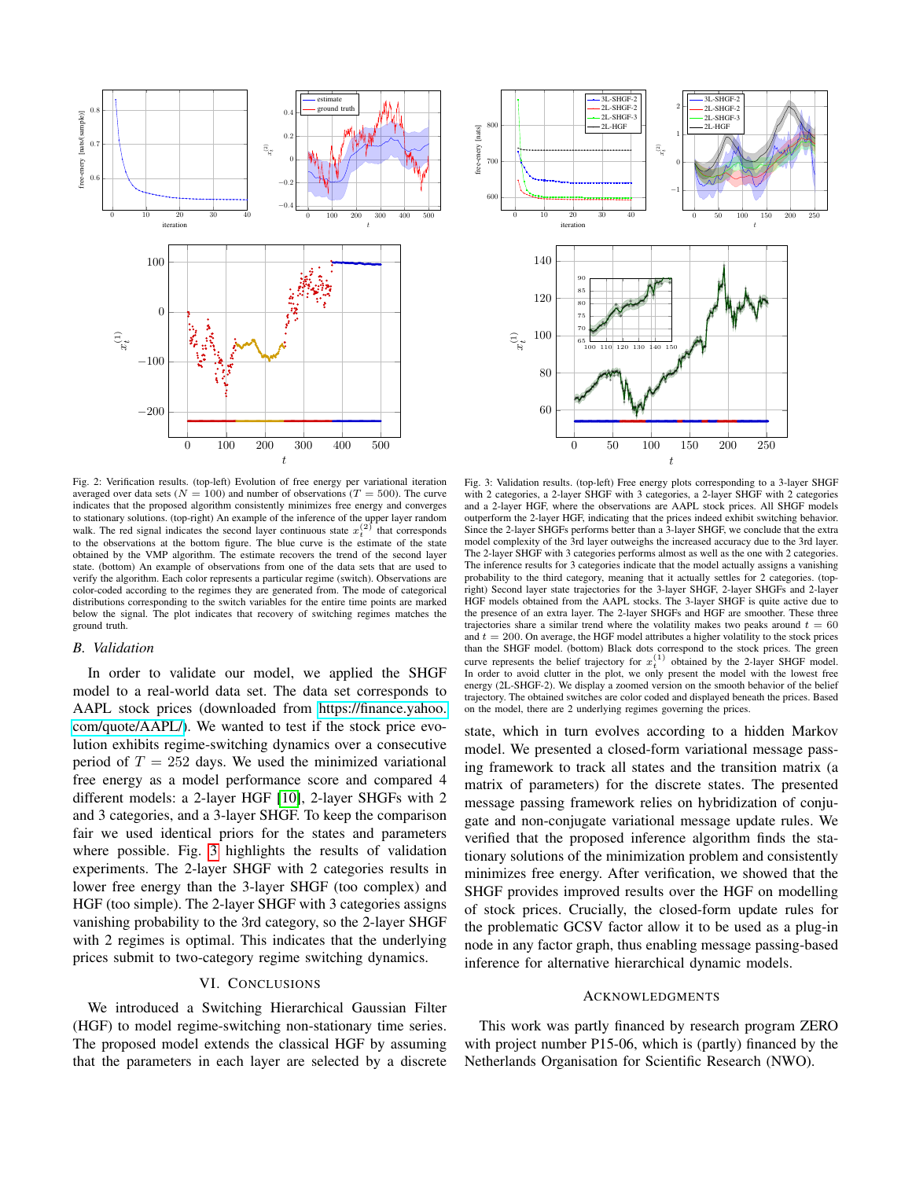Fig. 2: Verification results. (top-left) Evolution of free energy per variational iteration averaged over data sets ($N = 100$) and number of observations ($T = 500$). The curve indicates that the proposed algorithm consistently minimizes free energy and converges to stationary solutions. (top-right) An example of the inference of the upper layer random walk. The red signal indicates the second layer continuous state $x_t^{(2)}$ that corresponds to the observations at the bottom figure. The blue curve is the estimate of the state obtained by the VMP algorithm. The estimate recovers the trend of the second layer state. (bottom) An example of observations from one of the data sets that are used to verify the algorithm. Each color represents a particular regime (switch). Observations are color-coded according to the regimes they are generated from. The mode of categorical distributions corresponding to the switch variables for the entire time points are marked below the signal. The plot indicates that recovery of switching regimes matches the ground truth.

Fig. 3: Validation results. (top-left) Free energy plots corresponding to a 3-layer SHGF with 2 categories, a 2-layer SHGF with 3 categories, a 2-layer SHGF with 2 categories and a 2-layer HGF, where the observations are AAPL stock prices. All SHGF models outperform the 2-layer HGF, indicating that the prices indeed exhibit switching behavior. Since the 2-layer SHGFs performs better than a 3-layer SHGF, we conclude that the extra model complexity of the 3rd layer outweighs the increased accuracy due to the 3rd layer. The 2-layer SHGF with 3 categories performs almost as well as the one with 2 categories. The inference results for 3 categories indicate that the model actually assigns a vanishing probability to the third category, meaning that it actually settles for 2 categories. (top-right) Second layer state trajectories for the 3-layer SHGF, 2-layer SHGFs and 2-layer HGF models obtained from the AAPL stocks. The 3-layer SHGF is quite active due to the presence of an extra layer. The 2-layer SHGFs and HGF are smoother. These three trajectories share a similar trend where the volatility makes two peaks around $t = 60$ and $t = 200$. On average, the HGF model attributes a higher volatility to the stock prices than the SHGF model. (bottom) Black dots correspond to the stock prices. The green curve represents the belief trajectory for $x_t^{(1)}$ obtained by the 2-layer SHGF model. In order to avoid clutter in the plot, we only present the model with the lowest free energy (2L-SHGF-2). We display a zoomed version on the smooth behavior of the belief trajectory. The obtained switches are color coded and displayed beneath the prices. Based on the model, there are 2 underlying regimes governing the prices.

### B. Validation

In order to validate our model, we applied the SHGF model to a real-world data set. The data set corresponds to AAPL stock prices (downloaded from https://finance.yahoo.com/quote/AAPL/). We wanted to test if the stock price evolution exhibits regime-switching dynamics over a consecutive period of $T = 252$ days. We used the minimized variational free energy as a model performance score and compared 4 different models: a 2-layer HGF [10], 2-layer SHGFs with 2 and 3 categories, and a 3-layer SHGF. To keep the comparison fair we used identical priors for the states and parameters where possible. Fig. 3 highlights the results of validation experiments. The 2-layer SHGF with 2 categories results in lower free energy than the 3-layer SHGF (too complex) and HGF (too simple). The 2-layer SHGF with 3 categories assigns vanishing probability to the 3rd category, so the 2-layer SHGF with 2 regimes is optimal. This indicates that the underlying prices submit to two-category regime switching dynamics.

## VI. Conclusions

We introduced a Switching Hierarchical Gaussian Filter (HGF) to model regime-switching non-stationary time series. The proposed model extends the classical HGF by assuming that the parameters in each layer are selected by a discrete state, which in turn evolves according to a hidden Markov model. We presented a closed-form variational message passing framework to track all states and the transition matrix (a matrix of parameters) for the discrete states. The presented message passing framework relies on hybridization of conjugate and non-conjugate variational message update rules. We verified that the proposed inference algorithm finds the stationary solutions of the minimization problem and consistently minimizes free energy. After verification, we showed that the SHGF provides improved results over the HGF on modelling of stock prices. Crucially, the closed-form update rules for the problematic GCSV factor allow it to be used as a plug-in node in any factor graph, thus enabling message passing-based inference for alternative hierarchical dynamic models.

## Acknowledgments

This work was partly financed by research program ZERO with project number P15-06, which is (partly) financed by the Netherlands Organisation for Scientific Research (NWO).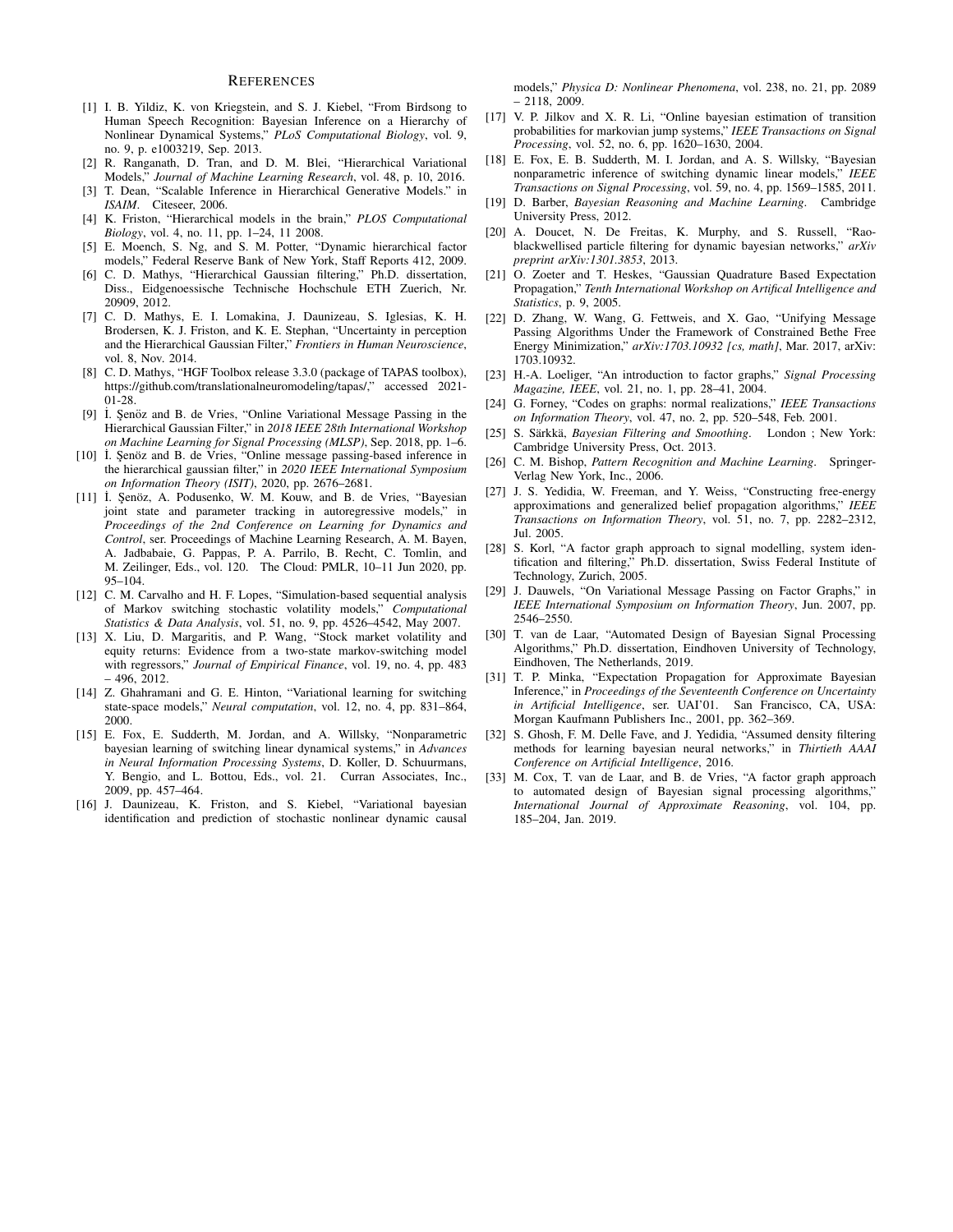# References

[1] I. B. Yildiz, K. von Kriegstein, and S. J. Kiebel, "From Birdsong to Human Speech Recognition: Bayesian Inference on a Hierarchy of Nonlinear Dynamical Systems," *PLoS Computational Biology*, vol. 9, no. 9, p. e1003219, Sep. 2013.

[2] R. Ranganath, D. Tran, and D. M. Blei, "Hierarchical Variational Models," *Journal of Machine Learning Research*, vol. 48, p. 10, 2016.

[3] T. Dean, "Scalable Inference in Hierarchical Generative Models." in *ISAIM*. Citeseer, 2006.

[4] K. Friston, "Hierarchical models in the brain," *PLOS Computational Biology*, vol. 4, no. 11, pp. 1–24, 11 2008.

[5] E. Moench, S. Ng, and S. M. Potter, "Dynamic hierarchical factor models," Federal Reserve Bank of New York, Staff Reports 412, 2009.

[6] C. D. Mathys, "Hierarchical Gaussian filtering," Ph.D. dissertation, Diss., Eidgenoessische Technische Hochschule ETH Zuerich, Nr. 20909, 2012.

[7] C. D. Mathys, E. I. Lomakina, J. Daunizeau, S. Iglesias, K. H. Brodersen, K. J. Friston, and K. E. Stephan, "Uncertainty in perception and the Hierarchical Gaussian Filter," *Frontiers in Human Neuroscience*, vol. 8, Nov. 2014.

[8] C. D. Mathys, "HGF Toolbox release 3.3.0 (package of TAPAS toolbox), https://github.com/translationalneuromodeling/tapas/," accessed 2021-01-28.

[9] İ. Şenöz and B. de Vries, "Online Variational Message Passing in the Hierarchical Gaussian Filter," in *2018 IEEE 28th International Workshop on Machine Learning for Signal Processing (MLSP)*, Sep. 2018, pp. 1–6.

[10] İ. Şenöz and B. de Vries, "Online message passing-based inference in the hierarchical gaussian filter," in *2020 IEEE International Symposium on Information Theory (ISIT)*, 2020, pp. 2676–2681.

[11] İ. Şenöz, A. Podusenko, W. M. Kouw, and B. de Vries, "Bayesian joint state and parameter tracking in autoregressive models," in *Proceedings of the 2nd Conference on Learning for Dynamics and Control*, ser. Proceedings of Machine Learning Research, A. M. Bayen, A. Jadbabaie, G. Pappas, P. A. Parrilo, B. Recht, C. Tomlin, and M. Zeilinger, Eds., vol. 120. The Cloud: PMLR, 10–11 Jun 2020, pp. 95–104.

[12] C. M. Carvalho and H. F. Lopes, "Simulation-based sequential analysis of Markov switching stochastic volatility models," *Computational Statistics & Data Analysis*, vol. 51, no. 9, pp. 4526–4542, May 2007.

[13] X. Liu, D. Margaritis, and P. Wang, "Stock market volatility and equity returns: Evidence from a two-state markov-switching model with regressors," *Journal of Empirical Finance*, vol. 19, no. 4, pp. 483 – 496, 2012.

[14] Z. Ghahramani and G. E. Hinton, "Variational learning for switching state-space models," *Neural computation*, vol. 12, no. 4, pp. 831–864, 2000.

[15] E. Fox, E. Sudderth, M. Jordan, and A. Willsky, "Nonparametric bayesian learning of switching linear dynamical systems," in *Advances in Neural Information Processing Systems*, D. Koller, D. Schuurmans, Y. Bengio, and L. Bottou, Eds., vol. 21. Curran Associates, Inc., 2009, pp. 457–464.

[16] J. Daunizeau, K. Friston, and S. Kiebel, "Variational bayesian identification and prediction of stochastic nonlinear dynamic causal models," *Physica D: Nonlinear Phenomena*, vol. 238, no. 21, pp. 2089 – 2118, 2009.

[17] V. P. Jilkov and X. R. Li, "Online bayesian estimation of transition probabilities for markovian jump systems," *IEEE Transactions on Signal Processing*, vol. 52, no. 6, pp. 1620–1630, 2004.

[18] E. Fox, E. B. Sudderth, M. I. Jordan, and A. S. Willsky, "Bayesian nonparametric inference of switching dynamic linear models," *IEEE Transactions on Signal Processing*, vol. 59, no. 4, pp. 1569–1585, 2011.

[19] D. Barber, *Bayesian Reasoning and Machine Learning*. Cambridge University Press, 2012.

[20] A. Doucet, N. De Freitas, K. Murphy, and S. Russell, "Rao-blackwellised particle filtering for dynamic bayesian networks," *arXiv preprint arXiv:1301.3853*, 2013.

[21] O. Zoeter and T. Heskes, "Gaussian Quadrature Based Expectation Propagation," *Tenth International Workshop on Artifical Intelligence and Statistics*, p. 9, 2005.

[22] D. Zhang, W. Wang, G. Fettweis, and X. Gao, "Unifying Message Passing Algorithms Under the Framework of Constrained Bethe Free Energy Minimization," *arXiv:1703.10932 [cs, math]*, Mar. 2017, arXiv: 1703.10932.

[23] H.-A. Loeliger, "An introduction to factor graphs," *Signal Processing Magazine, IEEE*, vol. 21, no. 1, pp. 28–41, 2004.

[24] G. Forney, "Codes on graphs: normal realizations," *IEEE Transactions on Information Theory*, vol. 47, no. 2, pp. 520–548, Feb. 2001.

[25] S. Särkkä, *Bayesian Filtering and Smoothing*. London ; New York: Cambridge University Press, Oct. 2013.

[26] C. M. Bishop, *Pattern Recognition and Machine Learning*. Springer-Verlag New York, Inc., 2006.

[27] J. S. Yedidia, W. Freeman, and Y. Weiss, "Constructing free-energy approximations and generalized belief propagation algorithms," *IEEE Transactions on Information Theory*, vol. 51, no. 7, pp. 2282–2312, Jul. 2005.

[28] S. Korl, "A factor graph approach to signal modelling, system identification and filtering," Ph.D. dissertation, Swiss Federal Institute of Technology, Zurich, 2005.

[29] J. Dauwels, "On Variational Message Passing on Factor Graphs," in *IEEE International Symposium on Information Theory*, Jun. 2007, pp. 2546–2550.

[30] T. van de Laar, "Automated Design of Bayesian Signal Processing Algorithms," Ph.D. dissertation, Eindhoven University of Technology, Eindhoven, The Netherlands, 2019.

[31] T. P. Minka, "Expectation Propagation for Approximate Bayesian Inference," in *Proceedings of the Seventeenth Conference on Uncertainty in Artificial Intelligence*, ser. UAI'01. San Francisco, CA, USA: Morgan Kaufmann Publishers Inc., 2001, pp. 362–369.

[32] S. Ghosh, F. M. Delle Fave, and J. Yedidia, "Assumed density filtering methods for learning bayesian neural networks," in *Thirtieth AAAI Conference on Artificial Intelligence*, 2016.

[33] M. Cox, T. van de Laar, and B. de Vries, "A factor graph approach to automated design of Bayesian signal processing algorithms," *International Journal of Approximate Reasoning*, vol. 104, pp. 185–204, Jan. 2019.